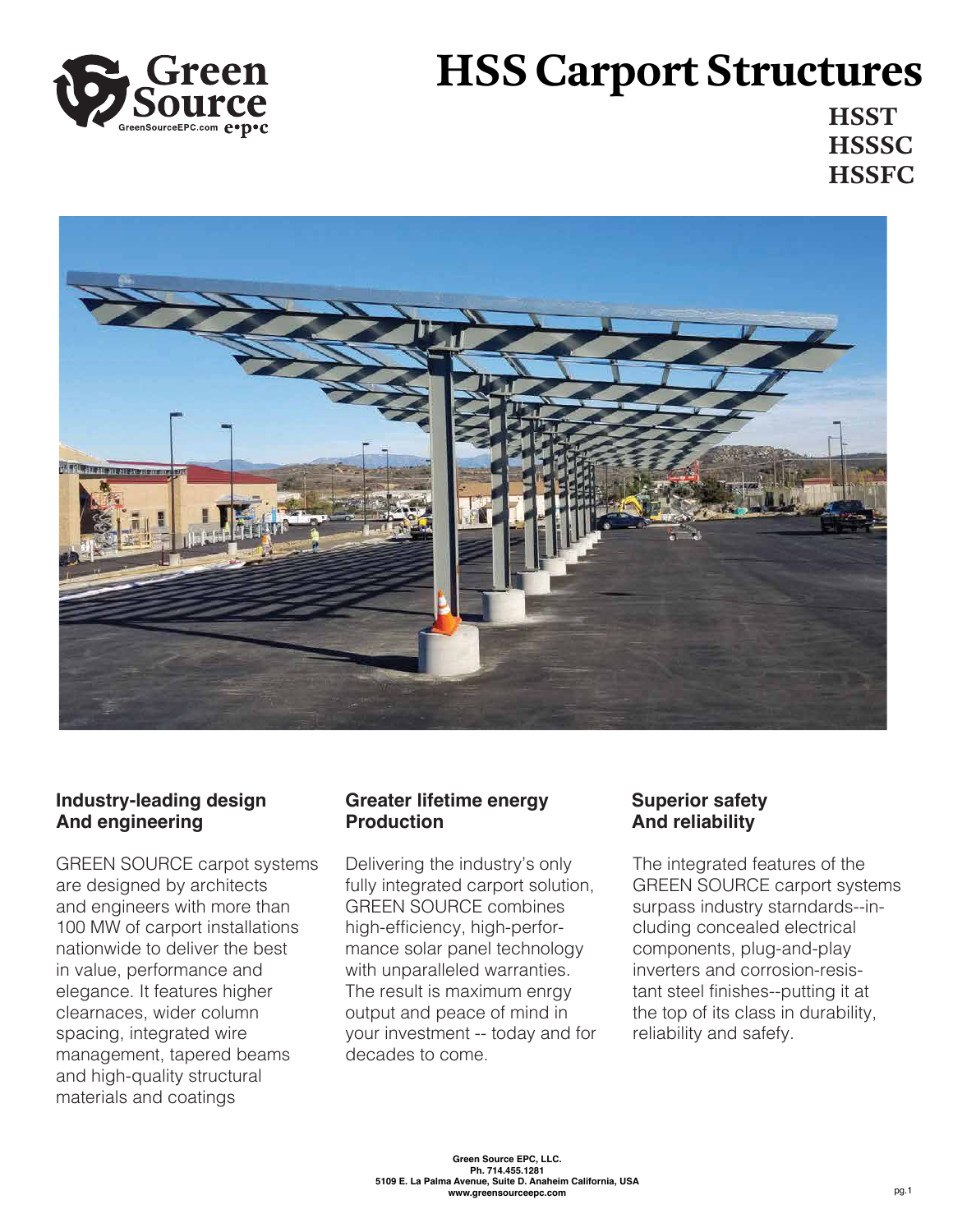# HSS Carport Structures

**HSST**
**HSSSC**
**HSSFC**

### Industry-leading design And engineering

GREEN SOURCE carpot systems are designed by architects and engineers with more than 100 MW of carport installations nationwide to deliver the best in value, performance and elegance. It features higher clearnaces, wider column spacing, integrated wire management, tapered beams and high-quality structural materials and coatings

### Greater lifetime energy Production

Delivering the industry's only fully integrated carport solution, GREEN SOURCE combines high-efficiency, high-performance solar panel technology with unparalleled warranties. The result is maximum enrgy output and peace of mind in your investment -- today and for decades to come.

### Superior safety And reliability

The integrated features of the GREEN SOURCE carport systems surpass industry starndards--including concealed electrical components, plug-and-play inverters and corrosion-resistant steel finishes--putting it at the top of its class in durability, reliability and safefy.

**Green Source EPC, LLC.**
**Ph. 714.455.1281**
**5109 E. La Palma Avenue, Suite D. Anaheim California, USA**
**www.greensourceepc.com**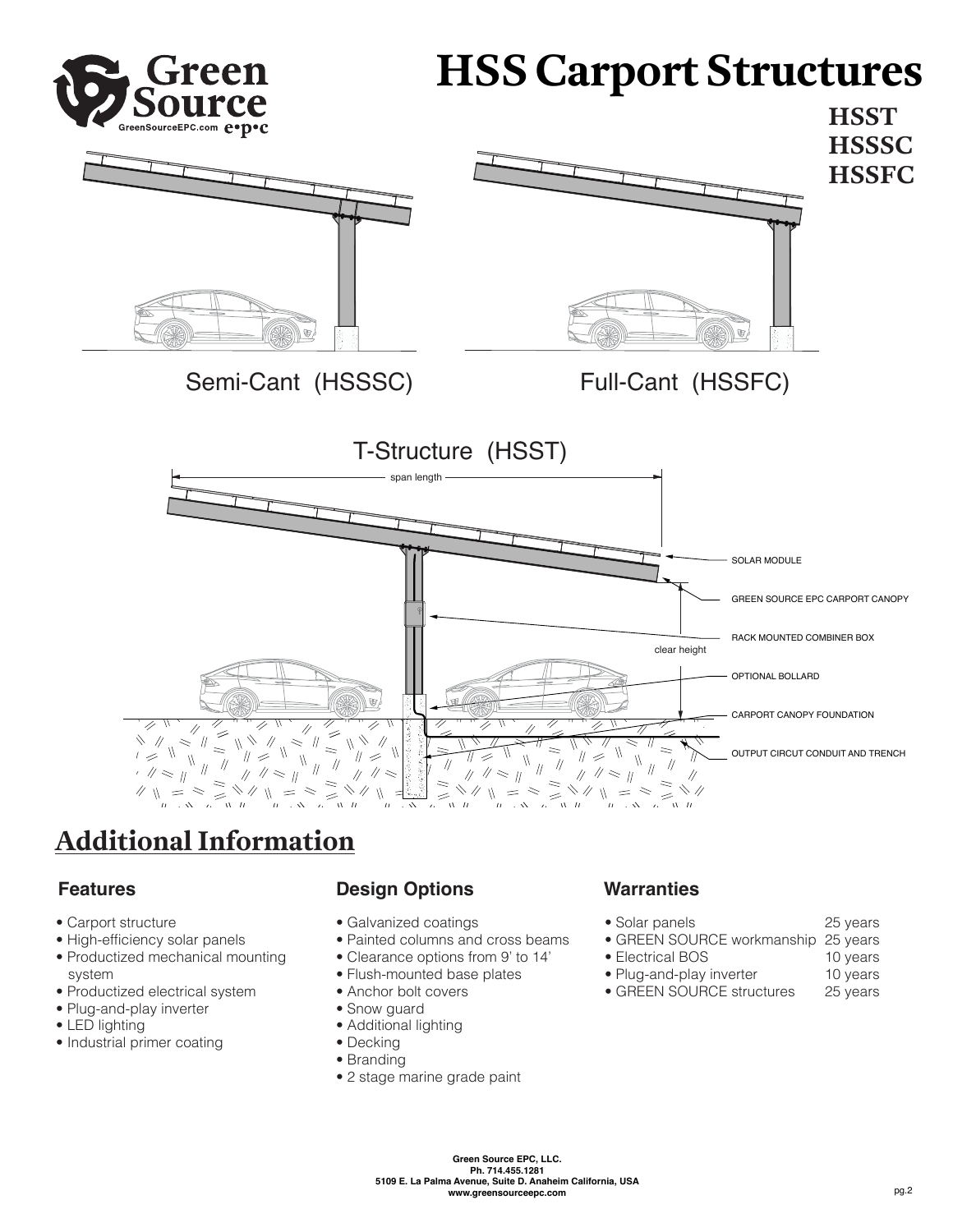# HSS Carport Structures

**HSST**
**HSSSC**
**HSSFC**

Semi-Cant (HSSSC)

Full-Cant (HSSFC)

T-Structure (HSST)

span length

SOLAR MODULE

GREEN SOURCE EPC CARPORT CANOPY

RACK MOUNTED COMBINER BOX

clear height

OPTIONAL BOLLARD

CARPORT CANOPY FOUNDATION

OUTPUT CIRCUT CONDUIT AND TRENCH

## Additional Information

### Features

- Carport structure
- High-efficiency solar panels
- Productized mechanical mounting system
- Productized electrical system
- Plug-and-play inverter
- LED lighting
- Industrial primer coating

### Design Options

- Galvanized coatings
- Painted columns and cross beams
- Clearance options from 9' to 14'
- Flush-mounted base plates
- Anchor bolt covers
- Snow guard
- Additional lighting
- Decking
- Branding
- 2 stage marine grade paint

### Warranties

| | |
|---|---|
| • Solar panels | 25 years |
| • GREEN SOURCE workmanship | 25 years |
| • Electrical BOS | 10 years |
| • Plug-and-play inverter | 10 years |
| • GREEN SOURCE structures | 25 years |

**Green Source EPC, LLC.**
**Ph. 714.455.1281**
**5109 E. La Palma Avenue, Suite D. Anaheim California, USA**
**www.greensourceepc.com**